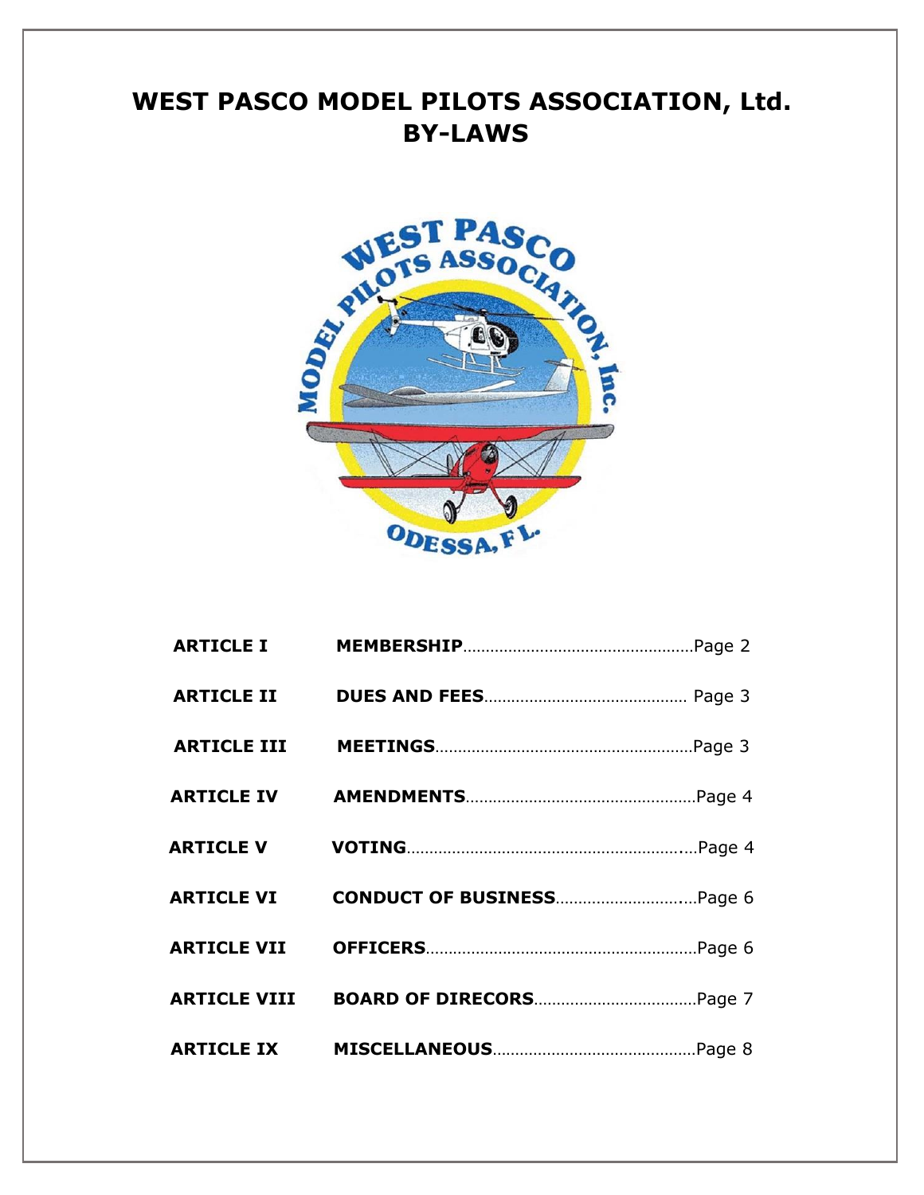# WEST PASCO MODEL PILOTS ASSOCIATION, Ltd.
# BY-LAWS

| | | |
|---|---|---|
| **ARTICLE I** | **MEMBERSHIP** | Page 2 |
| **ARTICLE II** | **DUES AND FEES** | Page 3 |
| **ARTICLE III** | **MEETINGS** | Page 3 |
| **ARTICLE IV** | **AMENDMENTS** | Page 4 |
| **ARTICLE V** | **VOTING** | Page 4 |
| **ARTICLE VI** | **CONDUCT OF BUSINESS** | Page 6 |
| **ARTICLE VII** | **OFFICERS** | Page 6 |
| **ARTICLE VIII** | **BOARD OF DIRECORS** | Page 7 |
| **ARTICLE IX** | **MISCELLANEOUS** | Page 8 |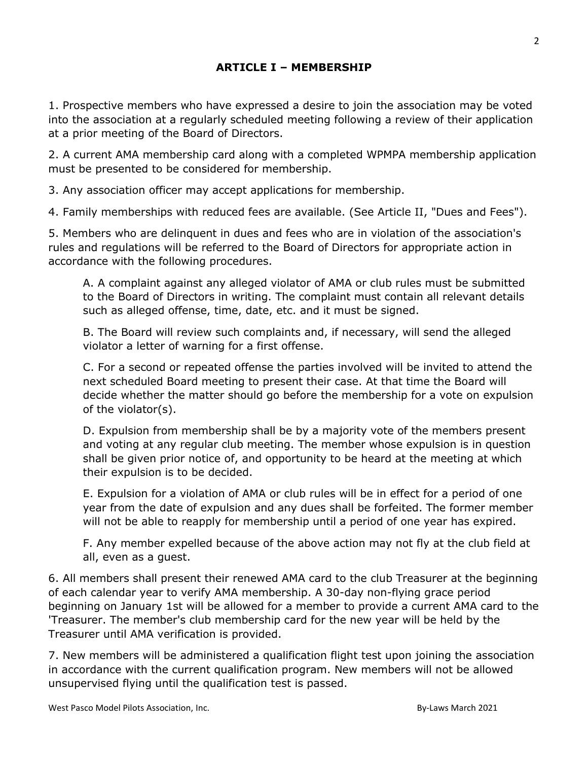## ARTICLE I – MEMBERSHIP

1. Prospective members who have expressed a desire to join the association may be voted into the association at a regularly scheduled meeting following a review of their application at a prior meeting of the Board of Directors.

2. A current AMA membership card along with a completed WPMPA membership application must be presented to be considered for membership.

3. Any association officer may accept applications for membership.

4. Family memberships with reduced fees are available. (See Article II, "Dues and Fees").

5. Members who are delinquent in dues and fees who are in violation of the association's rules and regulations will be referred to the Board of Directors for appropriate action in accordance with the following procedures.

   A. A complaint against any alleged violator of AMA or club rules must be submitted to the Board of Directors in writing. The complaint must contain all relevant details such as alleged offense, time, date, etc. and it must be signed.

   B. The Board will review such complaints and, if necessary, will send the alleged violator a letter of warning for a first offense.

   C. For a second or repeated offense the parties involved will be invited to attend the next scheduled Board meeting to present their case. At that time the Board will decide whether the matter should go before the membership for a vote on expulsion of the violator(s).

   D. Expulsion from membership shall be by a majority vote of the members present and voting at any regular club meeting. The member whose expulsion is in question shall be given prior notice of, and opportunity to be heard at the meeting at which their expulsion is to be decided.

   E. Expulsion for a violation of AMA or club rules will be in effect for a period of one year from the date of expulsion and any dues shall be forfeited. The former member will not be able to reapply for membership until a period of one year has expired.

   F. Any member expelled because of the above action may not fly at the club field at all, even as a guest.

6. All members shall present their renewed AMA card to the club Treasurer at the beginning of each calendar year to verify AMA membership. A 30-day non-flying grace period beginning on January 1st will be allowed for a member to provide a current AMA card to the 'Treasurer. The member's club membership card for the new year will be held by the Treasurer until AMA verification is provided.

7. New members will be administered a qualification flight test upon joining the association in accordance with the current qualification program. New members will not be allowed unsupervised flying until the qualification test is passed.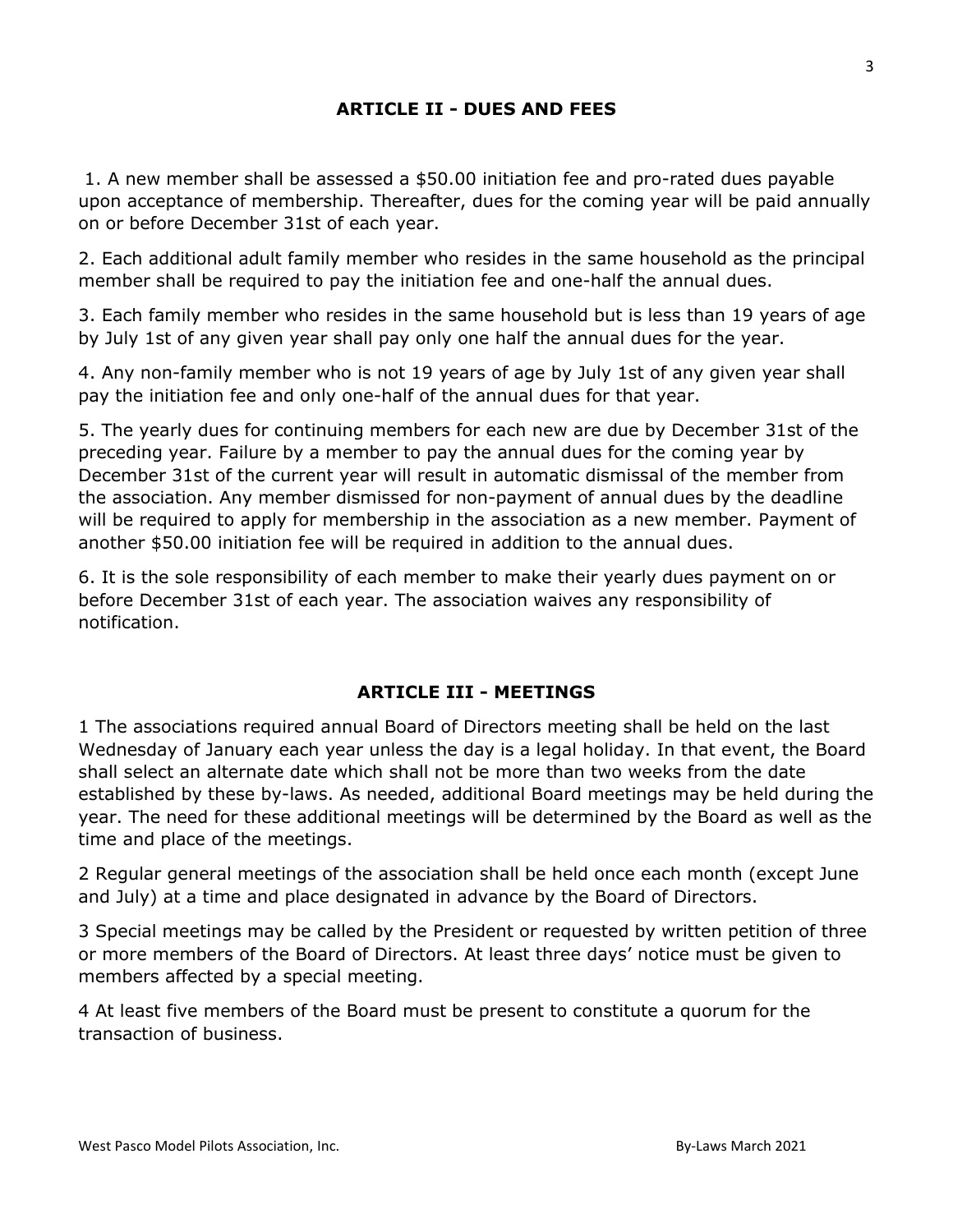## ARTICLE II - DUES AND FEES

1. A new member shall be assessed a $50.00 initiation fee and pro-rated dues payable upon acceptance of membership. Thereafter, dues for the coming year will be paid annually on or before December 31st of each year.

2. Each additional adult family member who resides in the same household as the principal member shall be required to pay the initiation fee and one-half the annual dues.

3. Each family member who resides in the same household but is less than 19 years of age by July 1st of any given year shall pay only one half the annual dues for the year.

4. Any non-family member who is not 19 years of age by July 1st of any given year shall pay the initiation fee and only one-half of the annual dues for that year.

5. The yearly dues for continuing members for each new are due by December 31st of the preceding year. Failure by a member to pay the annual dues for the coming year by December 31st of the current year will result in automatic dismissal of the member from the association. Any member dismissed for non-payment of annual dues by the deadline will be required to apply for membership in the association as a new member. Payment of another $50.00 initiation fee will be required in addition to the annual dues.

6. It is the sole responsibility of each member to make their yearly dues payment on or before December 31st of each year. The association waives any responsibility of notification.

## ARTICLE III - MEETINGS

1 The associations required annual Board of Directors meeting shall be held on the last Wednesday of January each year unless the day is a legal holiday. In that event, the Board shall select an alternate date which shall not be more than two weeks from the date established by these by-laws. As needed, additional Board meetings may be held during the year. The need for these additional meetings will be determined by the Board as well as the time and place of the meetings.

2 Regular general meetings of the association shall be held once each month (except June and July) at a time and place designated in advance by the Board of Directors.

3 Special meetings may be called by the President or requested by written petition of three or more members of the Board of Directors. At least three days' notice must be given to members affected by a special meeting.

4 At least five members of the Board must be present to constitute a quorum for the transaction of business.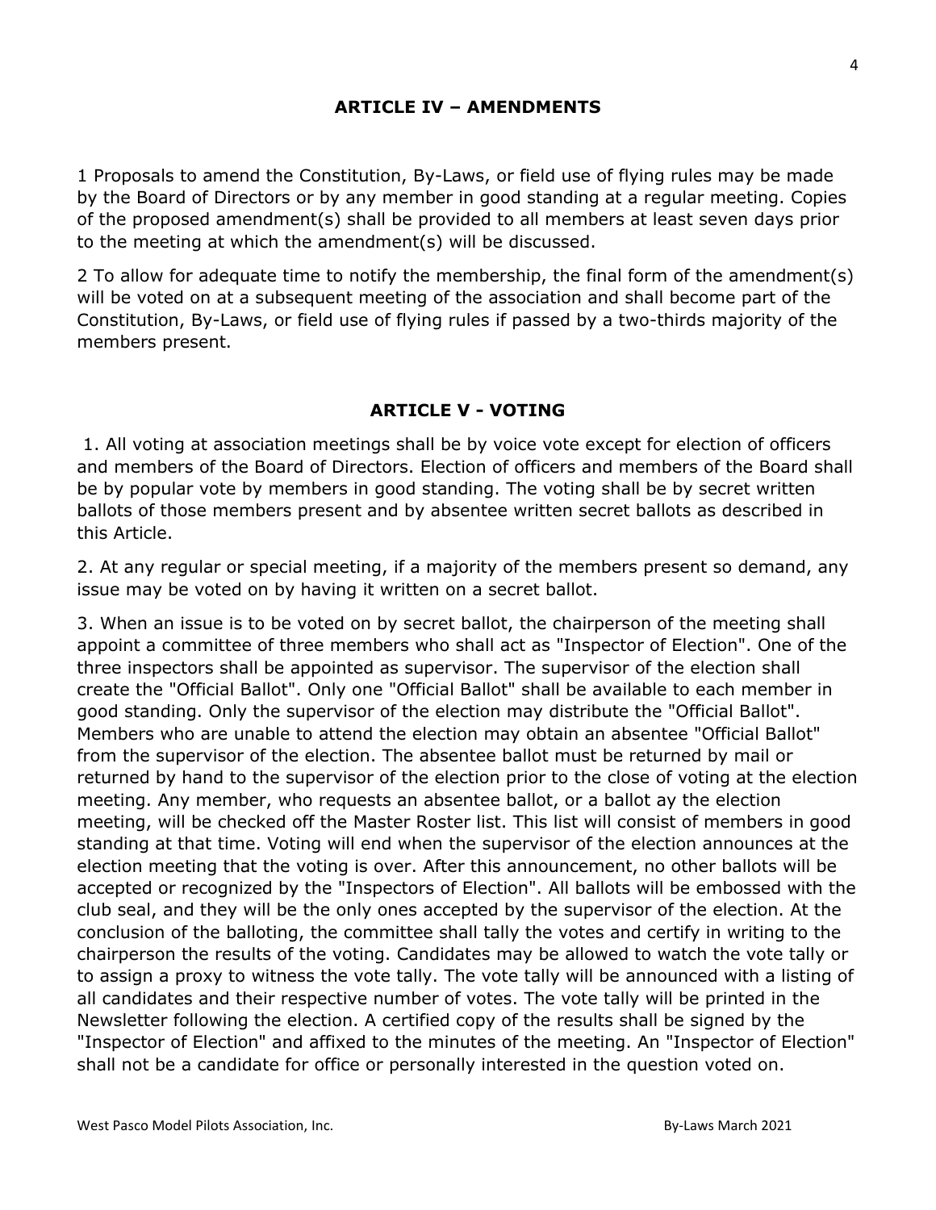## ARTICLE IV – AMENDMENTS

1 Proposals to amend the Constitution, By-Laws, or field use of flying rules may be made by the Board of Directors or by any member in good standing at a regular meeting. Copies of the proposed amendment(s) shall be provided to all members at least seven days prior to the meeting at which the amendment(s) will be discussed.

2 To allow for adequate time to notify the membership, the final form of the amendment(s) will be voted on at a subsequent meeting of the association and shall become part of the Constitution, By-Laws, or field use of flying rules if passed by a two-thirds majority of the members present.

## ARTICLE V - VOTING

1. All voting at association meetings shall be by voice vote except for election of officers and members of the Board of Directors. Election of officers and members of the Board shall be by popular vote by members in good standing. The voting shall be by secret written ballots of those members present and by absentee written secret ballots as described in this Article.

2. At any regular or special meeting, if a majority of the members present so demand, any issue may be voted on by having it written on a secret ballot.

3. When an issue is to be voted on by secret ballot, the chairperson of the meeting shall appoint a committee of three members who shall act as "Inspector of Election". One of the three inspectors shall be appointed as supervisor. The supervisor of the election shall create the "Official Ballot". Only one "Official Ballot" shall be available to each member in good standing. Only the supervisor of the election may distribute the "Official Ballot". Members who are unable to attend the election may obtain an absentee "Official Ballot" from the supervisor of the election. The absentee ballot must be returned by mail or returned by hand to the supervisor of the election prior to the close of voting at the election meeting. Any member, who requests an absentee ballot, or a ballot ay the election meeting, will be checked off the Master Roster list. This list will consist of members in good standing at that time. Voting will end when the supervisor of the election announces at the election meeting that the voting is over. After this announcement, no other ballots will be accepted or recognized by the "Inspectors of Election". All ballots will be embossed with the club seal, and they will be the only ones accepted by the supervisor of the election. At the conclusion of the balloting, the committee shall tally the votes and certify in writing to the chairperson the results of the voting. Candidates may be allowed to watch the vote tally or to assign a proxy to witness the vote tally. The vote tally will be announced with a listing of all candidates and their respective number of votes. The vote tally will be printed in the Newsletter following the election. A certified copy of the results shall be signed by the "Inspector of Election" and affixed to the minutes of the meeting. An "Inspector of Election" shall not be a candidate for office or personally interested in the question voted on.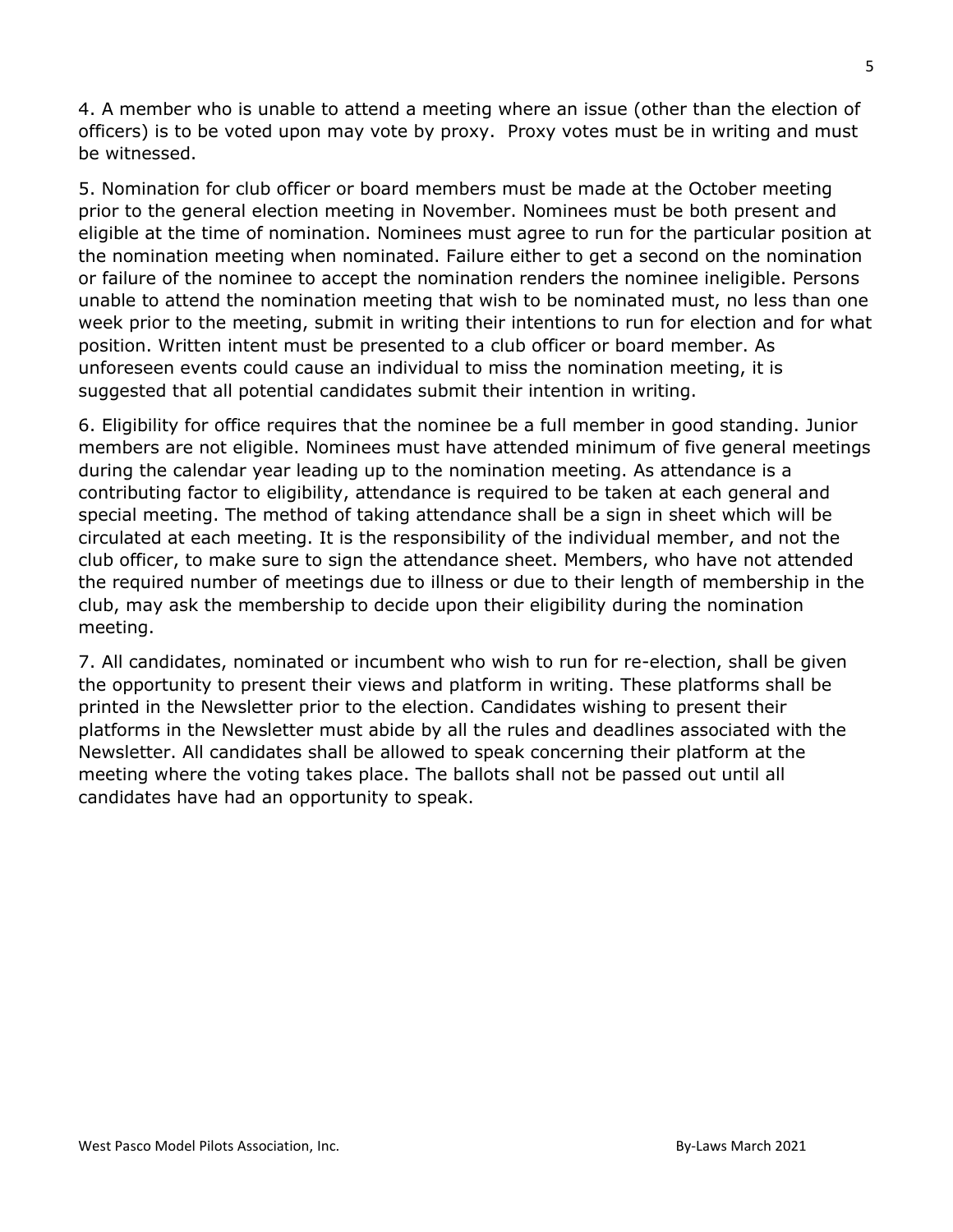4. A member who is unable to attend a meeting where an issue (other than the election of officers) is to be voted upon may vote by proxy. Proxy votes must be in writing and must be witnessed.

5. Nomination for club officer or board members must be made at the October meeting prior to the general election meeting in November. Nominees must be both present and eligible at the time of nomination. Nominees must agree to run for the particular position at the nomination meeting when nominated. Failure either to get a second on the nomination or failure of the nominee to accept the nomination renders the nominee ineligible. Persons unable to attend the nomination meeting that wish to be nominated must, no less than one week prior to the meeting, submit in writing their intentions to run for election and for what position. Written intent must be presented to a club officer or board member. As unforeseen events could cause an individual to miss the nomination meeting, it is suggested that all potential candidates submit their intention in writing.

6. Eligibility for office requires that the nominee be a full member in good standing. Junior members are not eligible. Nominees must have attended minimum of five general meetings during the calendar year leading up to the nomination meeting. As attendance is a contributing factor to eligibility, attendance is required to be taken at each general and special meeting. The method of taking attendance shall be a sign in sheet which will be circulated at each meeting. It is the responsibility of the individual member, and not the club officer, to make sure to sign the attendance sheet. Members, who have not attended the required number of meetings due to illness or due to their length of membership in the club, may ask the membership to decide upon their eligibility during the nomination meeting.

7. All candidates, nominated or incumbent who wish to run for re-election, shall be given the opportunity to present their views and platform in writing. These platforms shall be printed in the Newsletter prior to the election. Candidates wishing to present their platforms in the Newsletter must abide by all the rules and deadlines associated with the Newsletter. All candidates shall be allowed to speak concerning their platform at the meeting where the voting takes place. The ballots shall not be passed out until all candidates have had an opportunity to speak.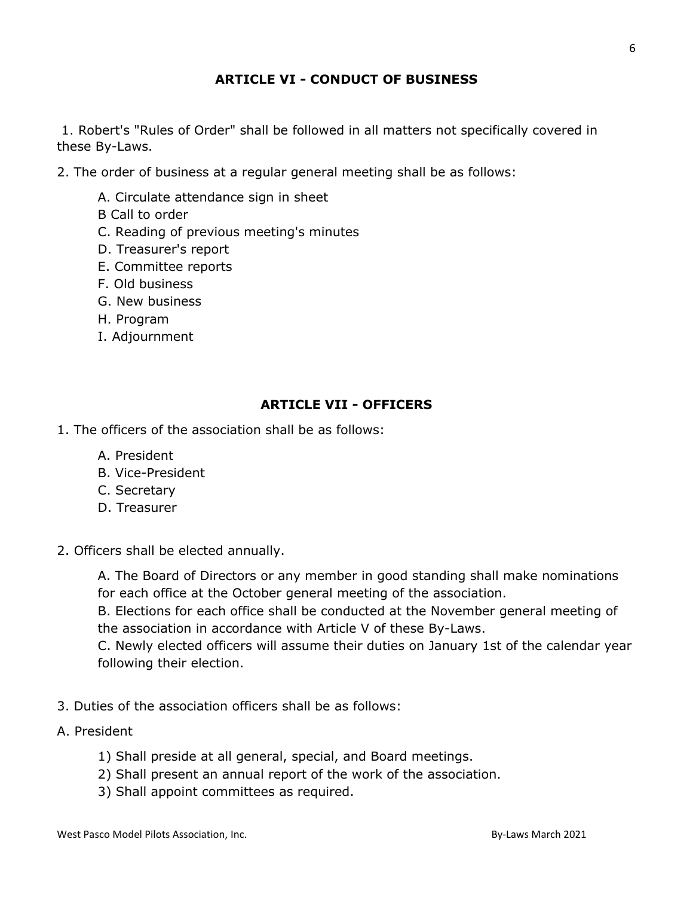## ARTICLE VI - CONDUCT OF BUSINESS

1. Robert's "Rules of Order" shall be followed in all matters not specifically covered in these By-Laws.

2. The order of business at a regular general meeting shall be as follows:

   A. Circulate attendance sign in sheet
   B Call to order
   C. Reading of previous meeting's minutes
   D. Treasurer's report
   E. Committee reports
   F. Old business
   G. New business
   H. Program
   I. Adjournment

## ARTICLE VII - OFFICERS

1. The officers of the association shall be as follows:

   A. President
   B. Vice-President
   C. Secretary
   D. Treasurer

2. Officers shall be elected annually.

   A. The Board of Directors or any member in good standing shall make nominations for each office at the October general meeting of the association.
   B. Elections for each office shall be conducted at the November general meeting of the association in accordance with Article V of these By-Laws.
   C. Newly elected officers will assume their duties on January 1st of the calendar year following their election.

3. Duties of the association officers shall be as follows:

A. President

   1) Shall preside at all general, special, and Board meetings.
   2) Shall present an annual report of the work of the association.
   3) Shall appoint committees as required.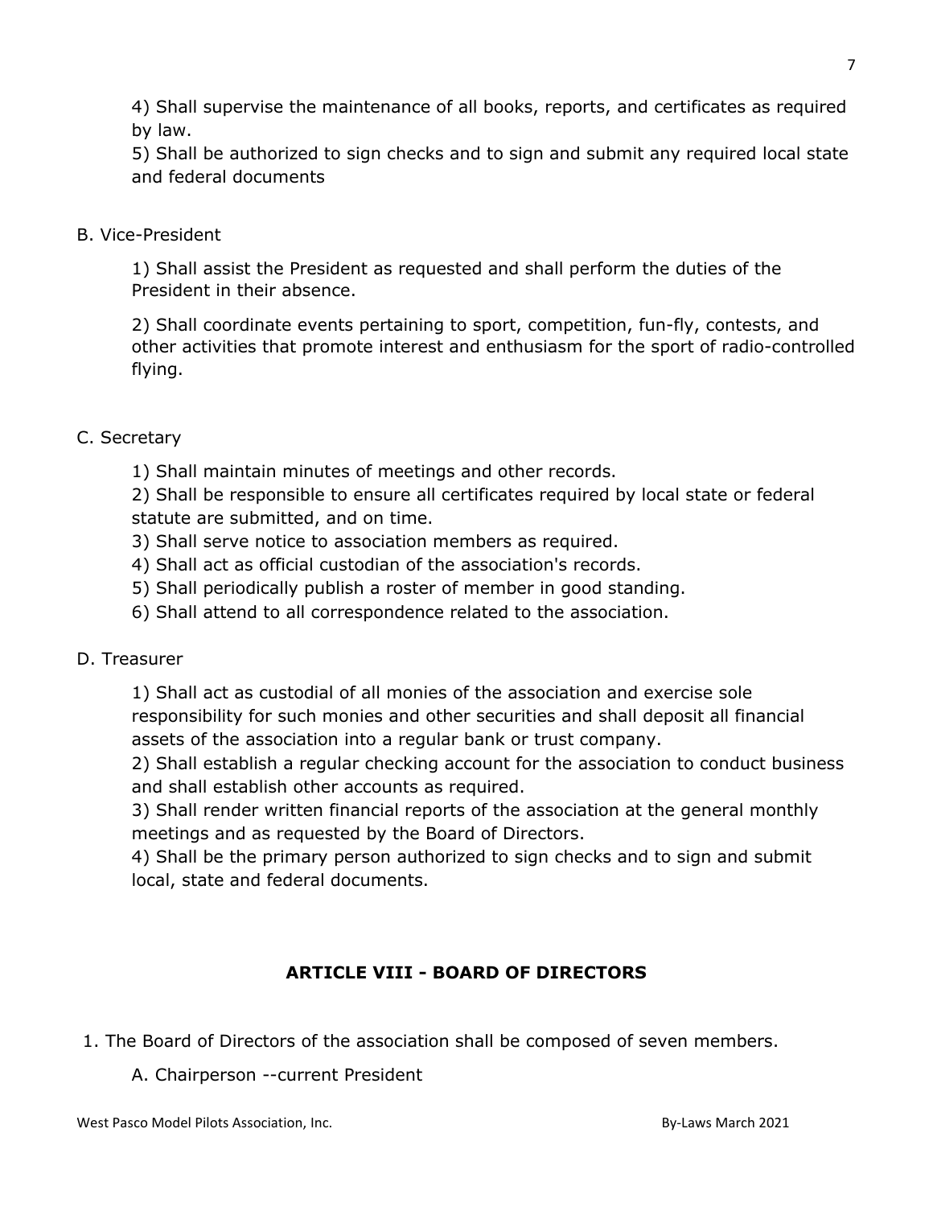4) Shall supervise the maintenance of all books, reports, and certificates as required by law.

5) Shall be authorized to sign checks and to sign and submit any required local state and federal documents

B. Vice-President

1) Shall assist the President as requested and shall perform the duties of the President in their absence.

2) Shall coordinate events pertaining to sport, competition, fun-fly, contests, and other activities that promote interest and enthusiasm for the sport of radio-controlled flying.

C. Secretary

1) Shall maintain minutes of meetings and other records.

2) Shall be responsible to ensure all certificates required by local state or federal statute are submitted, and on time.

3) Shall serve notice to association members as required.

4) Shall act as official custodian of the association's records.

5) Shall periodically publish a roster of member in good standing.

6) Shall attend to all correspondence related to the association.

D. Treasurer

1) Shall act as custodial of all monies of the association and exercise sole responsibility for such monies and other securities and shall deposit all financial assets of the association into a regular bank or trust company.

2) Shall establish a regular checking account for the association to conduct business and shall establish other accounts as required.

3) Shall render written financial reports of the association at the general monthly meetings and as requested by the Board of Directors.

4) Shall be the primary person authorized to sign checks and to sign and submit local, state and federal documents.

## ARTICLE VIII - BOARD OF DIRECTORS

1. The Board of Directors of the association shall be composed of seven members.

A. Chairperson --current President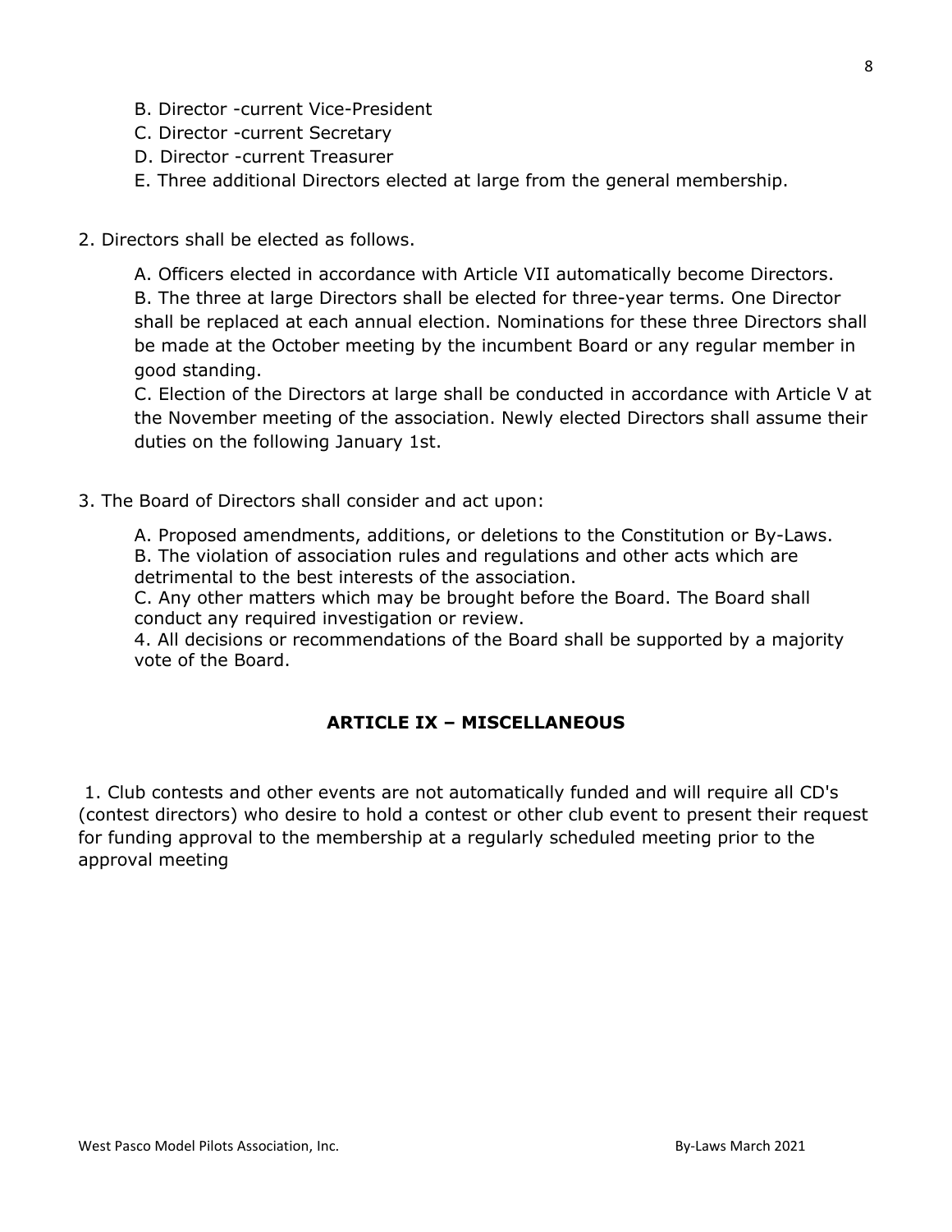B. Director -current Vice-President
C. Director -current Secretary
D. Director -current Treasurer
E. Three additional Directors elected at large from the general membership.

2. Directors shall be elected as follows.

A. Officers elected in accordance with Article VII automatically become Directors.
B. The three at large Directors shall be elected for three-year terms. One Director shall be replaced at each annual election. Nominations for these three Directors shall be made at the October meeting by the incumbent Board or any regular member in good standing.
C. Election of the Directors at large shall be conducted in accordance with Article V at the November meeting of the association. Newly elected Directors shall assume their duties on the following January 1st.

3. The Board of Directors shall consider and act upon:

A. Proposed amendments, additions, or deletions to the Constitution or By-Laws.
B. The violation of association rules and regulations and other acts which are detrimental to the best interests of the association.
C. Any other matters which may be brought before the Board. The Board shall conduct any required investigation or review.
4. All decisions or recommendations of the Board shall be supported by a majority vote of the Board.

## ARTICLE IX – MISCELLANEOUS

1. Club contests and other events are not automatically funded and will require all CD's (contest directors) who desire to hold a contest or other club event to present their request for funding approval to the membership at a regularly scheduled meeting prior to the approval meeting